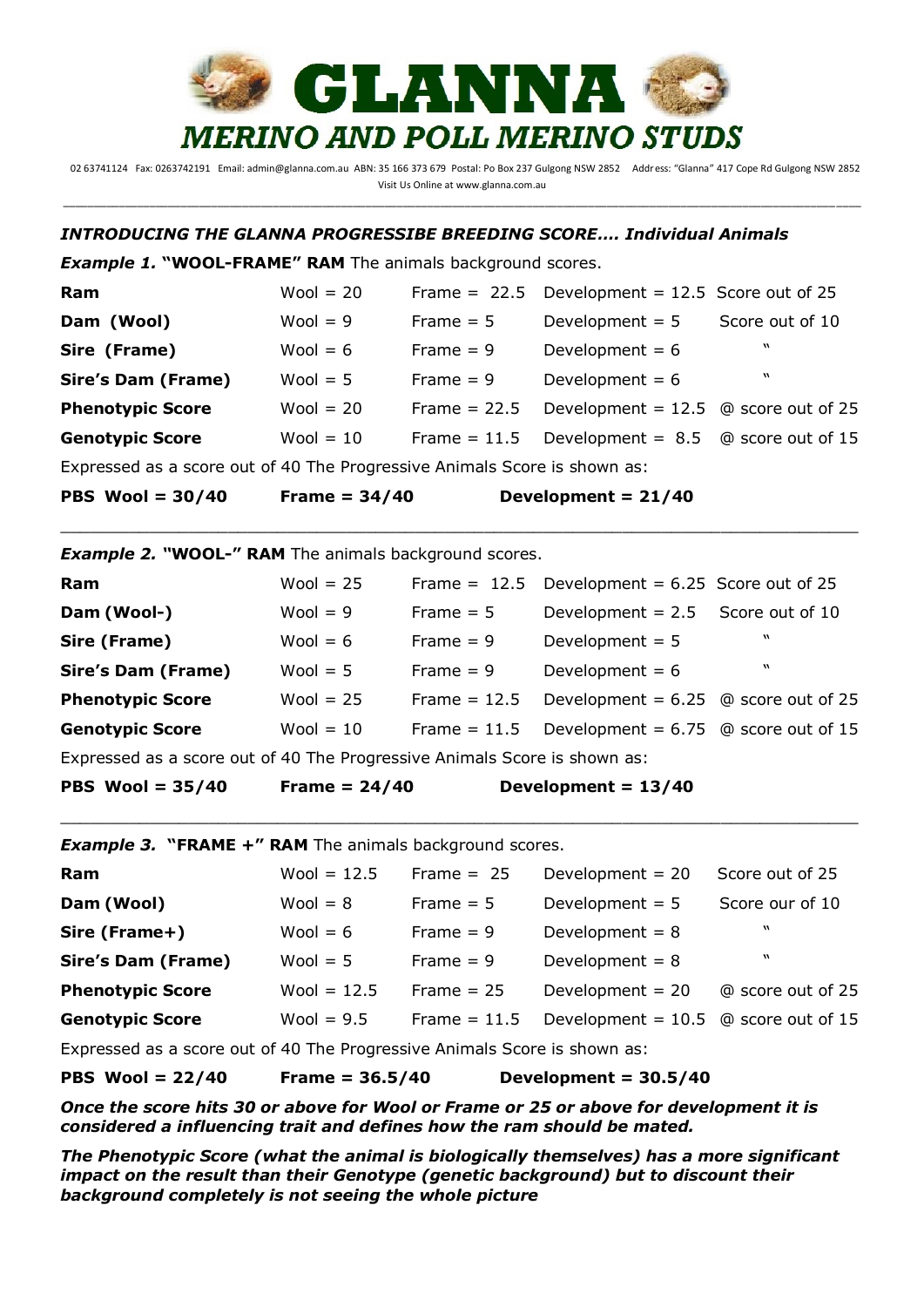# GLANNA

## MERINO AND POLL MERINO STUDS

02 63741124 Fax: 0263742191 Email: admin@glanna.com.au ABN: 35 166 373 679 Postal: Po Box 237 Gulgong NSW 2852 Address: "Glanna" 417 Cope Rd Gulgong NSW 2852
Visit Us Online at www.glanna.com.au

***INTRODUCING THE GLANNA PROGRESSIBE BREEDING SCORE…. Individual Animals***

***Example 1.* "WOOL-FRAME" RAM** The animals background scores.

| | | | | |
|---|---|---|---|---|
| **Ram** | Wool = 20 | Frame = 22.5 | Development = 12.5 | Score out of 25 |
| **Dam (Wool)** | Wool = 9 | Frame = 5 | Development = 5 | Score out of 10 |
| **Sire (Frame)** | Wool = 6 | Frame = 9 | Development = 6 | " |
| **Sire's Dam (Frame)** | Wool = 5 | Frame = 9 | Development = 6 | " |
| **Phenotypic Score** | Wool = 20 | Frame = 22.5 | Development = 12.5 | @ score out of 25 |
| **Genotypic Score** | Wool = 10 | Frame = 11.5 | Development = 8.5 | @ score out of 15 |

Expressed as a score out of 40 The Progressive Animals Score is shown as:

**PBS Wool = 30/40   Frame = 34/40   Development = 21/40**

---

***Example 2.* "WOOL-" RAM** The animals background scores.

| | | | | |
|---|---|---|---|---|
| **Ram** | Wool = 25 | Frame = 12.5 | Development = 6.25 | Score out of 25 |
| **Dam (Wool-)** | Wool = 9 | Frame = 5 | Development = 2.5 | Score out of 10 |
| **Sire (Frame)** | Wool = 6 | Frame = 9 | Development = 5 | " |
| **Sire's Dam (Frame)** | Wool = 5 | Frame = 9 | Development = 6 | " |
| **Phenotypic Score** | Wool = 25 | Frame = 12.5 | Development = 6.25 | @ score out of 25 |
| **Genotypic Score** | Wool = 10 | Frame = 11.5 | Development = 6.75 | @ score out of 15 |

Expressed as a score out of 40 The Progressive Animals Score is shown as:

**PBS Wool = 35/40   Frame = 24/40   Development = 13/40**

---

***Example 3.* "FRAME +" RAM** The animals background scores.

| | | | | |
|---|---|---|---|---|
| **Ram** | Wool = 12.5 | Frame = 25 | Development = 20 | Score out of 25 |
| **Dam (Wool)** | Wool = 8 | Frame = 5 | Development = 5 | Score our of 10 |
| **Sire (Frame+)** | Wool = 6 | Frame = 9 | Development = 8 | " |
| **Sire's Dam (Frame)** | Wool = 5 | Frame = 9 | Development = 8 | " |
| **Phenotypic Score** | Wool = 12.5 | Frame = 25 | Development = 20 | @ score out of 25 |
| **Genotypic Score** | Wool = 9.5 | Frame = 11.5 | Development = 10.5 | @ score out of 15 |

Expressed as a score out of 40 The Progressive Animals Score is shown as:

**PBS Wool = 22/40   Frame = 36.5/40   Development = 30.5/40**

***Once the score hits 30 or above for Wool or Frame or 25 or above for development it is considered a influencing trait and defines how the ram should be mated.***

***The Phenotypic Score (what the animal is biologically themselves) has a more significant impact on the result than their Genotype (genetic background) but to discount their background completely is not seeing the whole picture***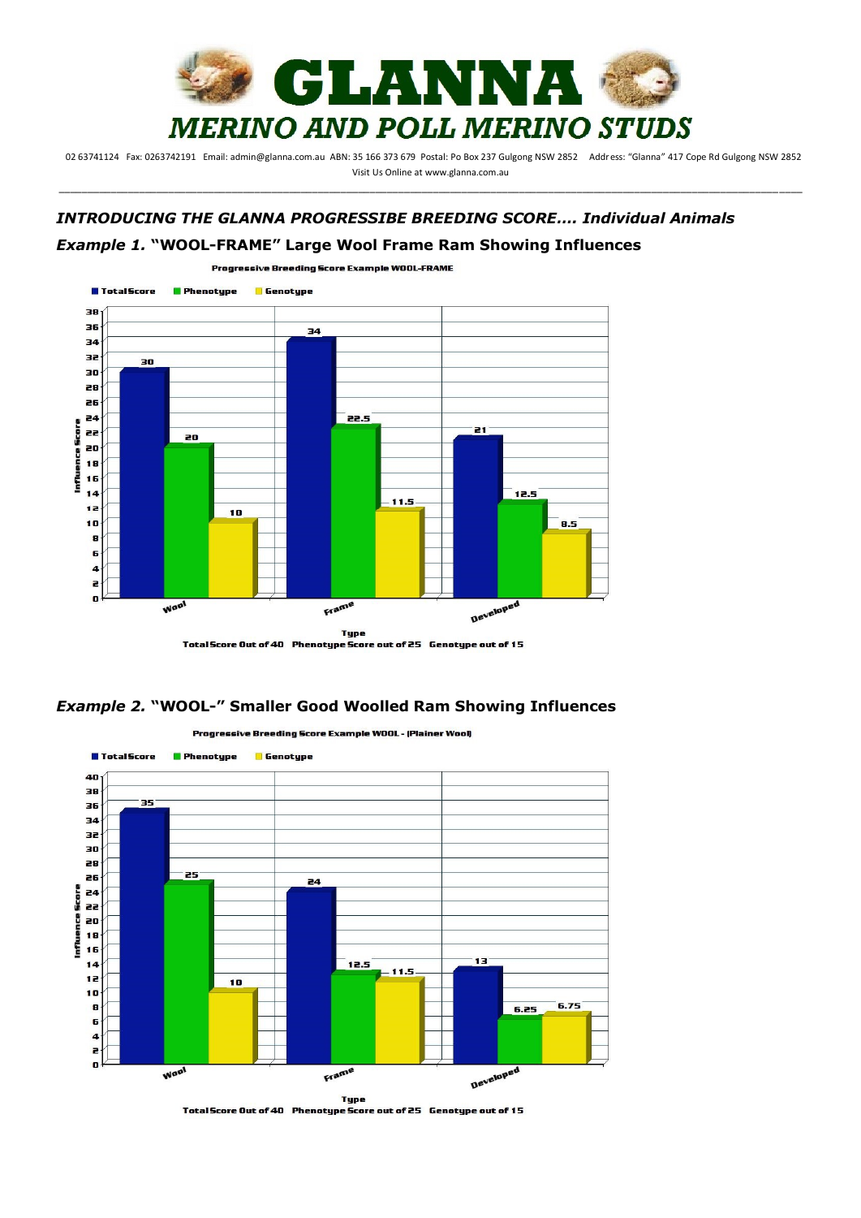# GLANNA

## MERINO AND POLL MERINO STUDS

02 63741124 Fax: 0263742191 Email: admin@glanna.com.au ABN: 35 166 373 679 Postal: Po Box 237 Gulgong NSW 2852 Address: "Glanna" 417 Cope Rd Gulgong NSW 2852

Visit Us Online at www.glanna.com.au

---

### *INTRODUCING THE GLANNA PROGRESSIBE BREEDING SCORE…. Individual Animals*

### *Example 1.* "WOOL-FRAME" Large Wool Frame Ram Showing Influences

**Progressive Breeding Score Example WOOL-FRAME**

| Type | Total Score | Phenotype | Genotype |
|---|---|---|---|
| Wool | 30 | 20 | 10 |
| Frame | 34 | 22.5 | 11.5 |
| Developed | 21 | 12.5 | 8.5 |

Total Score Out of 40 Phenotype Score out of 25 Genotype out of 15

### *Example 2.* "WOOL-" Smaller Good Woolled Ram Showing Influences

**Progressive Breeding Score Example WOOL - (Plainer Wool)**

| Type | Total Score | Phenotype | Genotype |
|---|---|---|---|
| Wool | 35 | 25 | 10 |
| Frame | 24 | 12.5 | 11.5 |
| Developed | 13 | 6.25 | 6.75 |

Total Score Out of 40 Phenotype Score out of 25 Genotype out of 15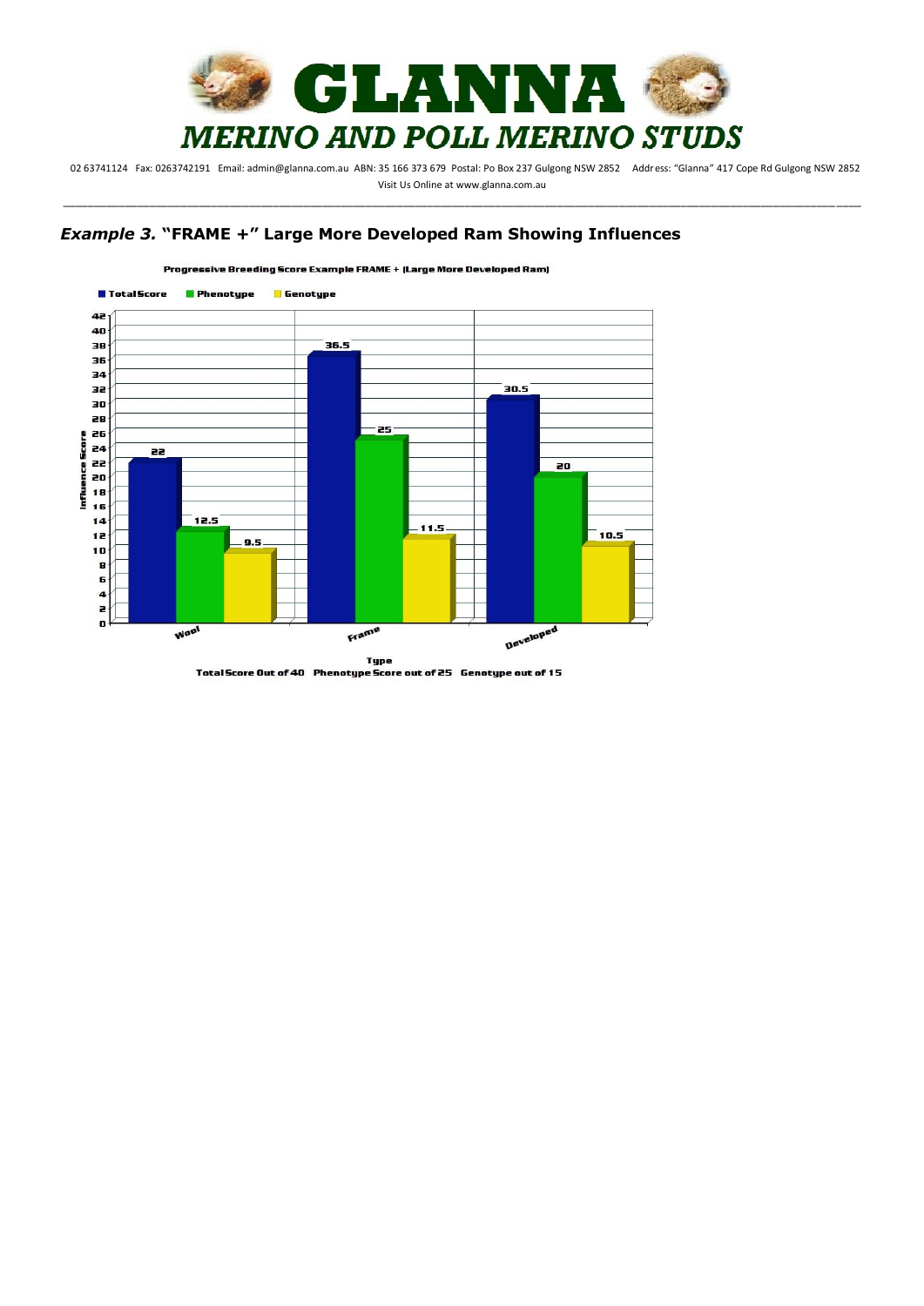# GLANNA

## MERINO AND POLL MERINO STUDS

02 63741124 Fax: 0263742191 Email: admin@glanna.com.au ABN: 35 166 373 679 Postal: Po Box 237 Gulgong NSW 2852 Address: "Glanna" 417 Cope Rd Gulgong NSW 2852

Visit Us Online at www.glanna.com.au

---

### *Example 3.* "FRAME +" Large More Developed Ram Showing Influences

Progressive Breeding Score Example FRAME + (Large More Developed Ram)

Total Score   Phenotype   Genotype

Influence Score

0 2 4 6 8 10 12 14 16 18 20 22 24 26 28 30 32 34 36 38 40 42

22
12.5
9.5
36.5
25
11.5
30.5
20
10.5

Wool   Frame   Developed

Type

Total Score Out of 40   Phenotype Score out of 25   Genotype out of 15